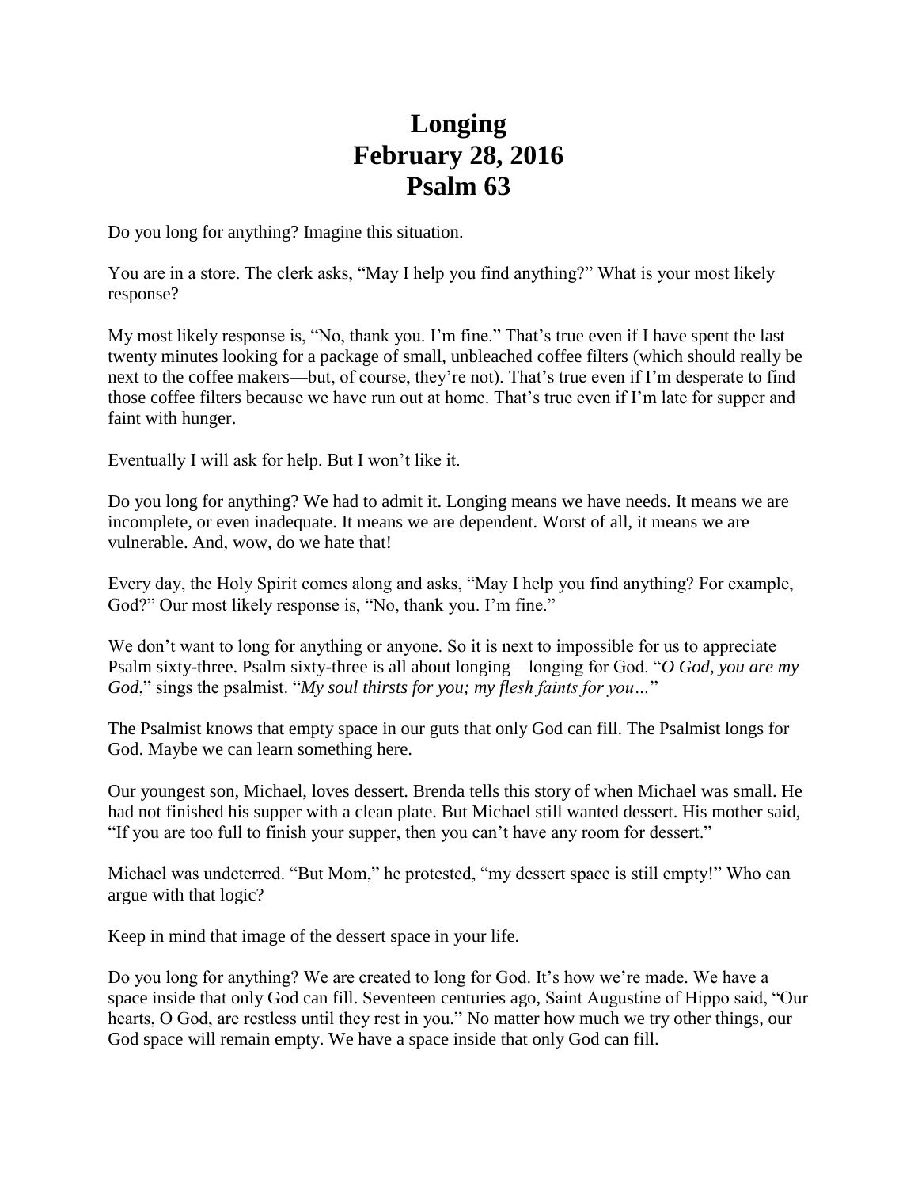# Longing
# February 28, 2016
# Psalm 63

Do you long for anything? Imagine this situation.

You are in a store. The clerk asks, "May I help you find anything?" What is your most likely response?

My most likely response is, "No, thank you. I'm fine." That's true even if I have spent the last twenty minutes looking for a package of small, unbleached coffee filters (which should really be next to the coffee makers—but, of course, they're not). That's true even if I'm desperate to find those coffee filters because we have run out at home. That's true even if I'm late for supper and faint with hunger.

Eventually I will ask for help. But I won't like it.

Do you long for anything? We had to admit it. Longing means we have needs. It means we are incomplete, or even inadequate. It means we are dependent. Worst of all, it means we are vulnerable. And, wow, do we hate that!

Every day, the Holy Spirit comes along and asks, "May I help you find anything? For example, God?" Our most likely response is, "No, thank you. I'm fine."

We don't want to long for anything or anyone. So it is next to impossible for us to appreciate Psalm sixty-three. Psalm sixty-three is all about longing—longing for God. "*O God, you are my God*," sings the psalmist. "*My soul thirsts for you; my flesh faints for you…*"

The Psalmist knows that empty space in our guts that only God can fill. The Psalmist longs for God. Maybe we can learn something here.

Our youngest son, Michael, loves dessert. Brenda tells this story of when Michael was small. He had not finished his supper with a clean plate. But Michael still wanted dessert. His mother said, "If you are too full to finish your supper, then you can't have any room for dessert."

Michael was undeterred. "But Mom," he protested, "my dessert space is still empty!" Who can argue with that logic?

Keep in mind that image of the dessert space in your life.

Do you long for anything? We are created to long for God. It's how we're made. We have a space inside that only God can fill. Seventeen centuries ago, Saint Augustine of Hippo said, "Our hearts, O God, are restless until they rest in you." No matter how much we try other things, our God space will remain empty. We have a space inside that only God can fill.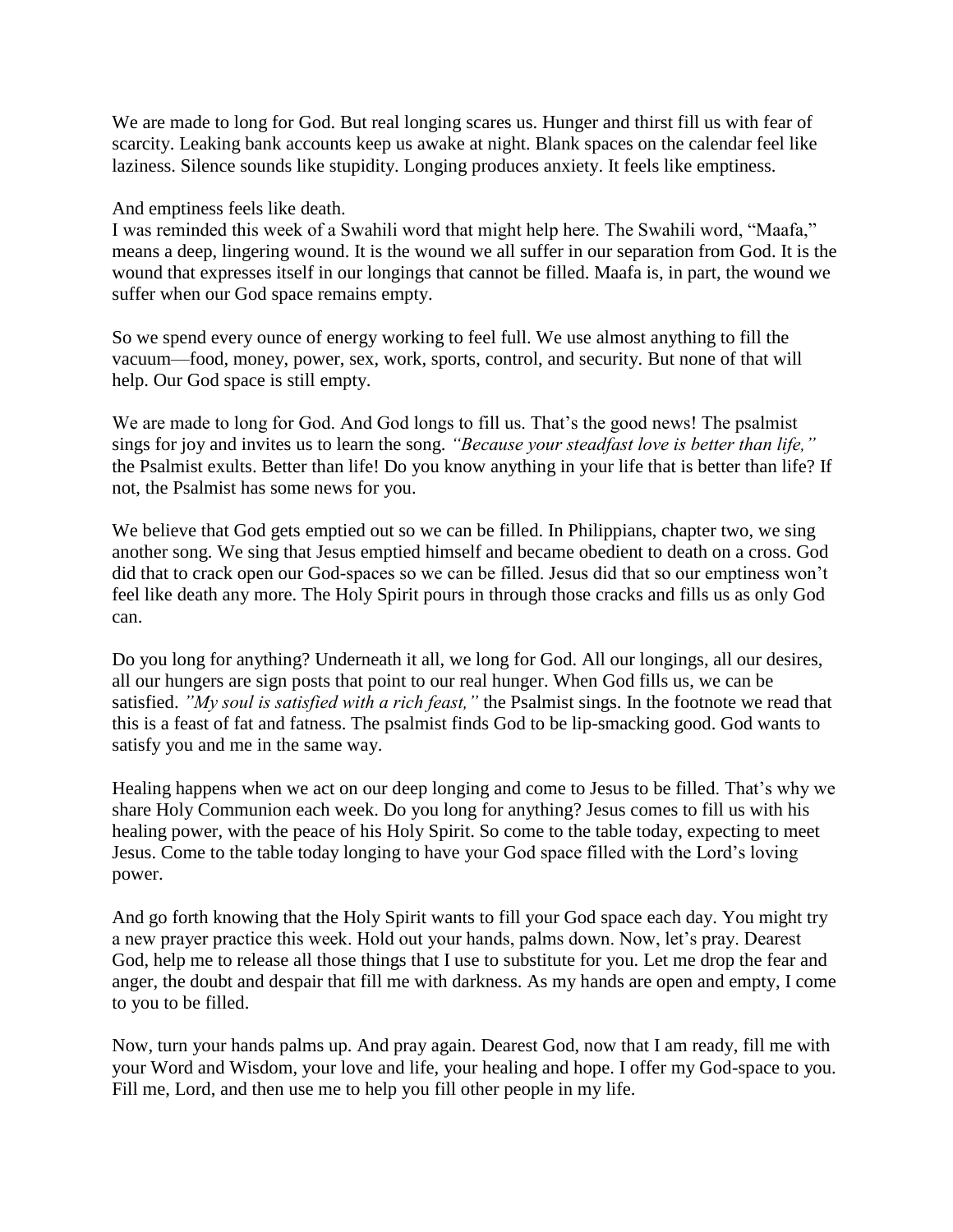We are made to long for God. But real longing scares us. Hunger and thirst fill us with fear of scarcity. Leaking bank accounts keep us awake at night. Blank spaces on the calendar feel like laziness. Silence sounds like stupidity. Longing produces anxiety. It feels like emptiness.

And emptiness feels like death.

I was reminded this week of a Swahili word that might help here. The Swahili word, "Maafa," means a deep, lingering wound. It is the wound we all suffer in our separation from God. It is the wound that expresses itself in our longings that cannot be filled. Maafa is, in part, the wound we suffer when our God space remains empty.

So we spend every ounce of energy working to feel full. We use almost anything to fill the vacuum—food, money, power, sex, work, sports, control, and security. But none of that will help. Our God space is still empty.

We are made to long for God. And God longs to fill us. That's the good news! The psalmist sings for joy and invites us to learn the song. *"Because your steadfast love is better than life,"* the Psalmist exults. Better than life! Do you know anything in your life that is better than life? If not, the Psalmist has some news for you.

We believe that God gets emptied out so we can be filled. In Philippians, chapter two, we sing another song. We sing that Jesus emptied himself and became obedient to death on a cross. God did that to crack open our God-spaces so we can be filled. Jesus did that so our emptiness won't feel like death any more. The Holy Spirit pours in through those cracks and fills us as only God can.

Do you long for anything? Underneath it all, we long for God. All our longings, all our desires, all our hungers are sign posts that point to our real hunger. When God fills us, we can be satisfied. *"My soul is satisfied with a rich feast,"* the Psalmist sings. In the footnote we read that this is a feast of fat and fatness. The psalmist finds God to be lip-smacking good. God wants to satisfy you and me in the same way.

Healing happens when we act on our deep longing and come to Jesus to be filled. That's why we share Holy Communion each week. Do you long for anything? Jesus comes to fill us with his healing power, with the peace of his Holy Spirit. So come to the table today, expecting to meet Jesus. Come to the table today longing to have your God space filled with the Lord's loving power.

And go forth knowing that the Holy Spirit wants to fill your God space each day. You might try a new prayer practice this week. Hold out your hands, palms down. Now, let's pray. Dearest God, help me to release all those things that I use to substitute for you. Let me drop the fear and anger, the doubt and despair that fill me with darkness. As my hands are open and empty, I come to you to be filled.

Now, turn your hands palms up. And pray again. Dearest God, now that I am ready, fill me with your Word and Wisdom, your love and life, your healing and hope. I offer my God-space to you. Fill me, Lord, and then use me to help you fill other people in my life.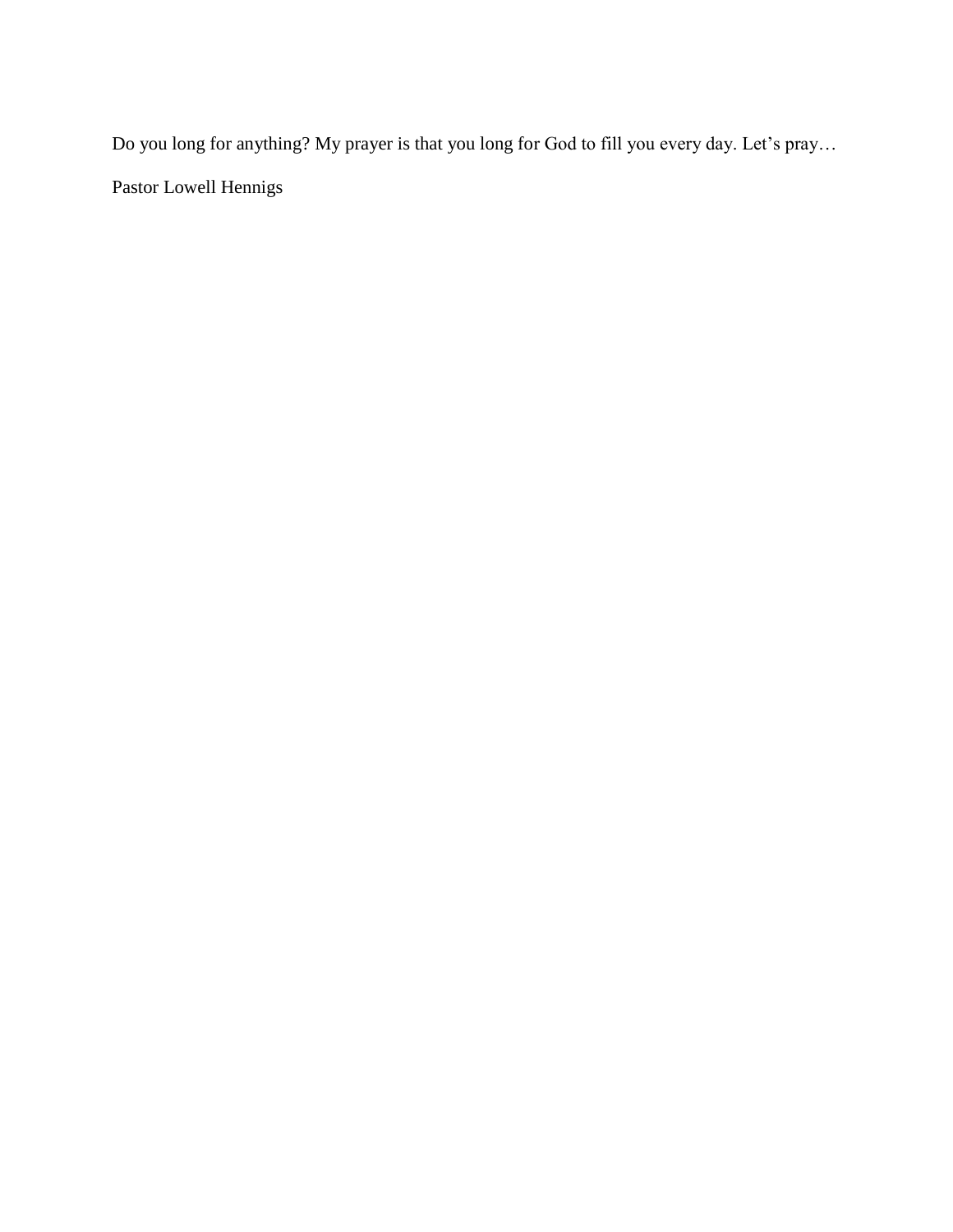Do you long for anything? My prayer is that you long for God to fill you every day. Let’s pray…

Pastor Lowell Hennigs